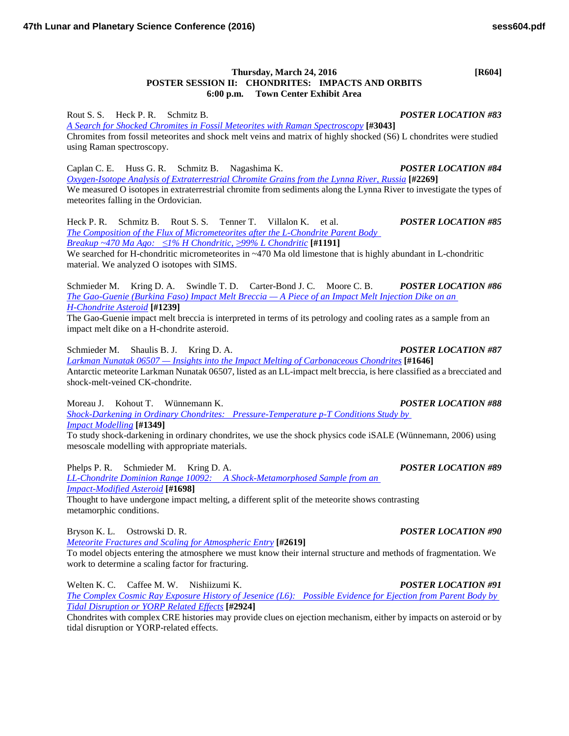**Thursday, March 24, 2016** **[R604]**

## POSTER SESSION II: CHONDRITES: IMPACTS AND ORBITS

**6:00 p.m. Town Center Exhibit Area**

Rout S. S. Heck P. R. Schmitz B. ***POSTER LOCATION #83***

*A Search for Shocked Chromites in Fossil Meteorites with Raman Spectroscopy* **[#3043]**

Chromites from fossil meteorites and shock melt veins and matrix of highly shocked (S6) L chondrites were studied using Raman spectroscopy.

Caplan C. E. Huss G. R. Schmitz B. Nagashima K. ***POSTER LOCATION #84***

*Oxygen-Isotope Analysis of Extraterrestrial Chromite Grains from the Lynna River, Russia* **[#2269]**

We measured O isotopes in extraterrestrial chromite from sediments along the Lynna River to investigate the types of meteorites falling in the Ordovician.

Heck P. R. Schmitz B. Rout S. S. Tenner T. Villalon K. et al. ***POSTER LOCATION #85***

*The Composition of the Flux of Micrometeorites after the L-Chondrite Parent Body Breakup ~470 Ma Ago: ≤1% H Chondritic, ≥99% L Chondritic* **[#1191]**

We searched for H-chondritic micrometeorites in ~470 Ma old limestone that is highly abundant in L-chondritic material. We analyzed O isotopes with SIMS.

Schmieder M. Kring D. A. Swindle T. D. Carter-Bond J. C. Moore C. B. ***POSTER LOCATION #86***

*The Gao-Guenie (Burkina Faso) Impact Melt Breccia — A Piece of an Impact Melt Injection Dike on an H-Chondrite Asteroid* **[#1239]**

The Gao-Guenie impact melt breccia is interpreted in terms of its petrology and cooling rates as a sample from an impact melt dike on a H-chondrite asteroid.

Schmieder M. Shaulis B. J. Kring D. A. ***POSTER LOCATION #87***

*Larkman Nunatak 06507 — Insights into the Impact Melting of Carbonaceous Chondrites* **[#1646]**

Antarctic meteorite Larkman Nunatak 06507, listed as an LL-impact melt breccia, is here classified as a brecciated and shock-melt-veined CK-chondrite.

Moreau J. Kohout T. Wünnemann K. ***POSTER LOCATION #88***

*Shock-Darkening in Ordinary Chondrites: Pressure-Temperature p-T Conditions Study by Impact Modelling* **[#1349]**

To study shock-darkening in ordinary chondrites, we use the shock physics code iSALE (Wünnemann, 2006) using mesoscale modelling with appropriate materials.

Phelps P. R. Schmieder M. Kring D. A. ***POSTER LOCATION #89***

*LL-Chondrite Dominion Range 10092: A Shock-Metamorphosed Sample from an Impact-Modified Asteroid* **[#1698]**

Thought to have undergone impact melting, a different split of the meteorite shows contrasting metamorphic conditions.

Bryson K. L. Ostrowski D. R. ***POSTER LOCATION #90***

*Meteorite Fractures and Scaling for Atmospheric Entry* **[#2619]**

To model objects entering the atmosphere we must know their internal structure and methods of fragmentation. We work to determine a scaling factor for fracturing.

Welten K. C. Caffee M. W. Nishiizumi K. ***POSTER LOCATION #91***

*The Complex Cosmic Ray Exposure History of Jesenice (L6): Possible Evidence for Ejection from Parent Body by Tidal Disruption or YORP Related Effects* **[#2924]**

Chondrites with complex CRE histories may provide clues on ejection mechanism, either by impacts on asteroid or by tidal disruption or YORP-related effects.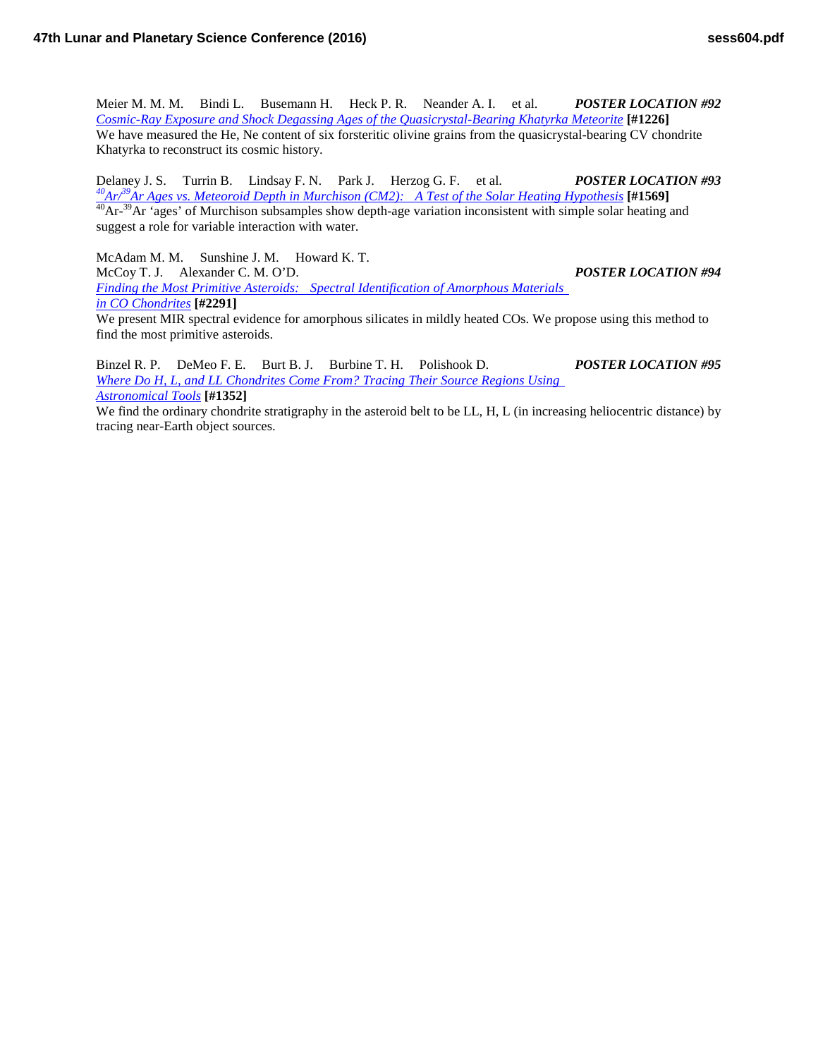Meier M. M. M. Bindi L. Busemann H. Heck P. R. Neander A. I. et al. ***POSTER LOCATION #92***
*Cosmic-Ray Exposure and Shock Degassing Ages of the Quasicrystal-Bearing Khatyrka Meteorite* **[#1226]**
We have measured the He, Ne content of six forsteritic olivine grains from the quasicrystal-bearing CV chondrite Khatyrka to reconstruct its cosmic history.

Delaney J. S. Turrin B. Lindsay F. N. Park J. Herzog G. F. et al. ***POSTER LOCATION #93***
*$^{40}Ar/^{39}Ar$ Ages vs. Meteoroid Depth in Murchison (CM2): A Test of the Solar Heating Hypothesis* **[#1569]**
$^{40}Ar$-$^{39}Ar$ 'ages' of Murchison subsamples show depth-age variation inconsistent with simple solar heating and suggest a role for variable interaction with water.

McAdam M. M. Sunshine J. M. Howard K. T.
McCoy T. J. Alexander C. M. O'D. ***POSTER LOCATION #94***
*Finding the Most Primitive Asteroids: Spectral Identification of Amorphous Materials in CO Chondrites* **[#2291]**
We present MIR spectral evidence for amorphous silicates in mildly heated COs. We propose using this method to find the most primitive asteroids.

Binzel R. P. DeMeo F. E. Burt B. J. Burbine T. H. Polishook D. ***POSTER LOCATION #95***
*Where Do H, L, and LL Chondrites Come From? Tracing Their Source Regions Using Astronomical Tools* **[#1352]**
We find the ordinary chondrite stratigraphy in the asteroid belt to be LL, H, L (in increasing heliocentric distance) by tracing near-Earth object sources.